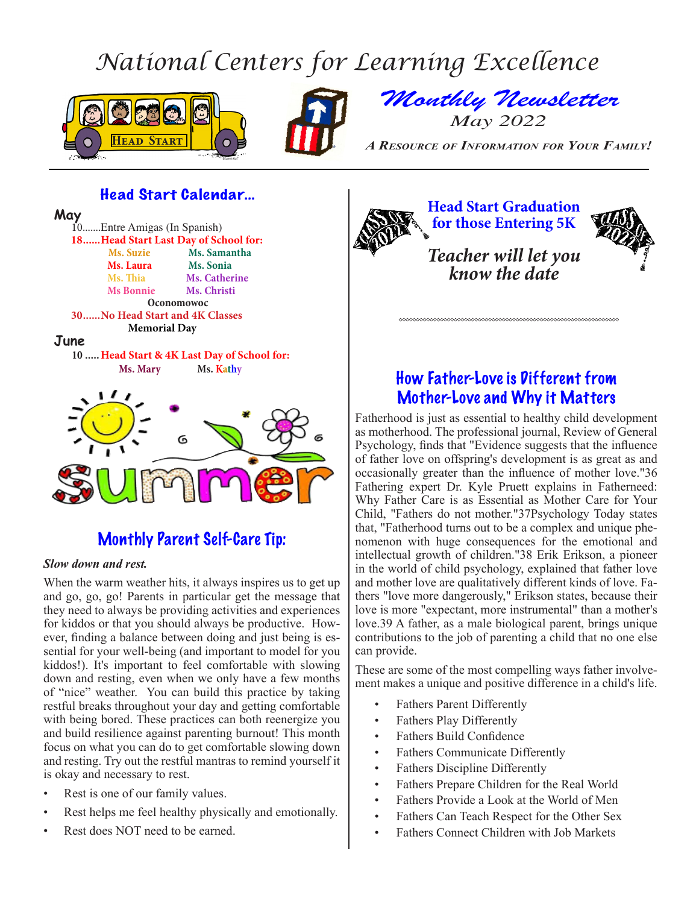# National Centers for Learning Excellence

## Monthly Newsletter

May 2022

*A Resource of Information for Your Family!*

## Head Start Calendar…

**May**

10.......Entre Amigas (In Spanish)

**18......Head Start Last Day of School for:**

| | |
|---|---|
| Ms. Suzie | Ms. Samantha |
| Ms. Laura | Ms. Sonia |
| Ms. Thia | Ms. Catherine |
| Ms Bonnie | Ms. Christi |

**Oconomowoc**

**30......No Head Start and 4K Classes**

**Memorial Day**

**June**

**10 ..... Head Start & 4K Last Day of School for:**

Ms. Mary Ms. Kathy

summer

## Monthly Parent Self-Care Tip:

***Slow down and rest.***

When the warm weather hits, it always inspires us to get up and go, go, go! Parents in particular get the message that they need to always be providing activities and experiences for kiddos or that you should always be productive. However, finding a balance between doing and just being is essential for your well-being (and important to model for you kiddos!). It's important to feel comfortable with slowing down and resting, even when we only have a few months of "nice" weather. You can build this practice by taking restful breaks throughout your day and getting comfortable with being bored. These practices can both reenergize you and build resilience against parenting burnout! This month focus on what you can do to get comfortable slowing down and resting. Try out the restful mantras to remind yourself it is okay and necessary to rest.

- Rest is one of our family values.
- Rest helps me feel healthy physically and emotionally.
- Rest does NOT need to be earned.

## Head Start Graduation for those Entering 5K

***Teacher will let you know the date***

## How Father-Love is Different from Mother-Love and Why it Matters

Fatherhood is just as essential to healthy child development as motherhood. The professional journal, Review of General Psychology, finds that "Evidence suggests that the influence of father love on offspring's development is as great as and occasionally greater than the influence of mother love."36 Fathering expert Dr. Kyle Pruett explains in Fatherneed: Why Father Care is as Essential as Mother Care for Your Child, "Fathers do not mother."37Psychology Today states that, "Fatherhood turns out to be a complex and unique phenomenon with huge consequences for the emotional and intellectual growth of children."38 Erik Erikson, a pioneer in the world of child psychology, explained that father love and mother love are qualitatively different kinds of love. Fathers "love more dangerously," Erikson states, because their love is more "expectant, more instrumental" than a mother's love.39 A father, as a male biological parent, brings unique contributions to the job of parenting a child that no one else can provide.

These are some of the most compelling ways father involvement makes a unique and positive difference in a child's life.

- Fathers Parent Differently
- Fathers Play Differently
- Fathers Build Confidence
- Fathers Communicate Differently
- Fathers Discipline Differently
- Fathers Prepare Children for the Real World
- Fathers Provide a Look at the World of Men
- Fathers Can Teach Respect for the Other Sex
- Fathers Connect Children with Job Markets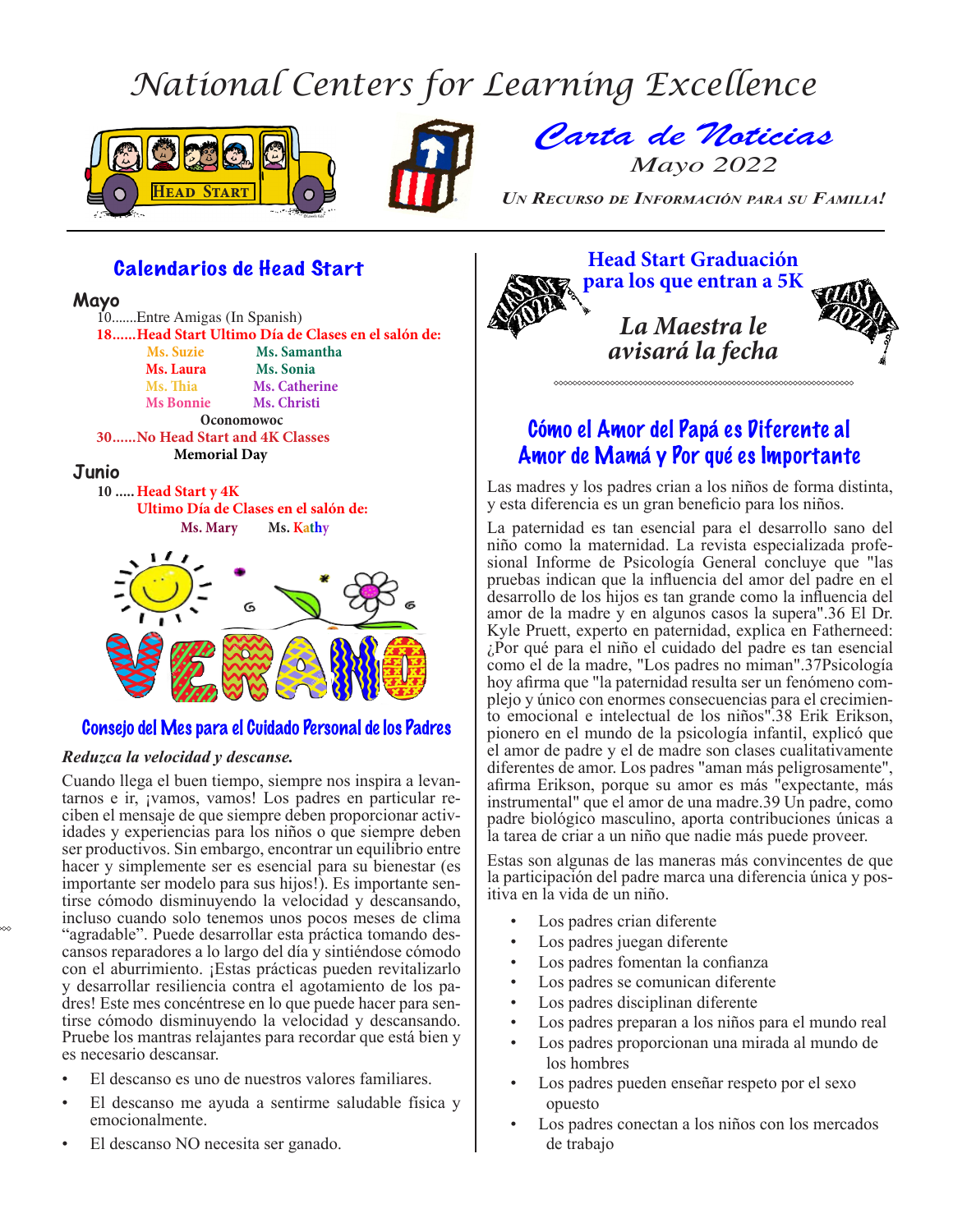# National Centers for Learning Excellence

## Carta de Noticias

Mayo 2022

UN RECURSO DE INFORMACIÓN PARA SU FAMILIA!

## Calendarios de Head Start

### Mayo

10.......Entre Amigas (In Spanish)

**18......Head Start Ultimo Día de Clases en el salón de:**

| | |
|---|---|
| Ms. Suzie | Ms. Samantha |
| Ms. Laura | Ms. Sonia |
| Ms. Thia | Ms. Catherine |
| Ms Bonnie | Ms. Christi |

**Oconomowoc**

**30......No Head Start and 4K Classes**

**Memorial Day**

### Junio

**10 ..... Head Start y 4K**
**Ultimo Día de Clases en el salón de:**
**Ms. Mary    Ms. Kathy**

VERANO

## Consejo del Mes para el Cuidado Personal de los Padres

***Reduzca la velocidad y descanse.***

Cuando llega el buen tiempo, siempre nos inspira a levantarnos e ir, ¡vamos, vamos! Los padres en particular reciben el mensaje de que siempre deben proporcionar actividades y experiencias para los niños o que siempre deben ser productivos. Sin embargo, encontrar un equilibrio entre hacer y simplemente ser es esencial para su bienestar (es importante ser modelo para sus hijos!). Es importante sentirse cómodo disminuyendo la velocidad y descansando, incluso cuando solo tenemos unos pocos meses de clima "agradable". Puede desarrollar esta práctica tomando descansos reparadores a lo largo del día y sintiéndose cómodo con el aburrimiento. ¡Estas prácticas pueden revitalizarlo y desarrollar resiliencia contra el agotamiento de los padres! Este mes concéntrese en lo que puede hacer para sentirse cómodo disminuyendo la velocidad y descansando. Pruebe los mantras relajantes para recordar que está bien y es necesario descansar.

- El descanso es uno de nuestros valores familiares.
- El descanso me ayuda a sentirme saludable física y emocionalmente.
- El descanso NO necesita ser ganado.

## Head Start Graduación para los que entran a 5K

CLASS OF 2022

### *La Maestra le avisará la fecha*

## Cómo el Amor del Papá es Diferente al Amor de Mamá y Por qué es Importante

Las madres y los padres crian a los niños de forma distinta, y esta diferencia es un gran beneficio para los niños.

La paternidad es tan esencial para el desarrollo sano del niño como la maternidad. La revista especializada profesional Informe de Psicología General concluye que "las pruebas indican que la influencia del amor del padre en el desarrollo de los hijos es tan grande como la influencia del amor de la madre y en algunos casos la supera".36 El Dr. Kyle Pruett, experto en paternidad, explica en Fatherneed: ¿Por qué para el niño el cuidado del padre es tan esencial como el de la madre, "Los padres no miman".37Psicología hoy afirma que "la paternidad resulta ser un fenómeno complejo y único con enormes consecuencias para el crecimiento emocional e intelectual de los niños".38 Erik Erikson, pionero en el mundo de la psicología infantil, explicó que el amor de padre y el de madre son clases cualitativamente diferentes de amor. Los padres "aman más peligrosamente", afirma Erikson, porque su amor es más "expectante, más instrumental" que el amor de una madre.39 Un padre, como padre biológico masculino, aporta contribuciones únicas a la tarea de criar a un niño que nadie más puede proveer.

Estas son algunas de las maneras más convincentes de que la participación del padre marca una diferencia única y positiva en la vida de un niño.

- Los padres crian diferente
- Los padres juegan diferente
- Los padres fomentan la confianza
- Los padres se comunican diferente
- Los padres disciplinan diferente
- Los padres preparan a los niños para el mundo real
- Los padres proporcionan una mirada al mundo de los hombres
- Los padres pueden enseñar respeto por el sexo opuesto
- Los padres conectan a los niños con los mercados de trabajo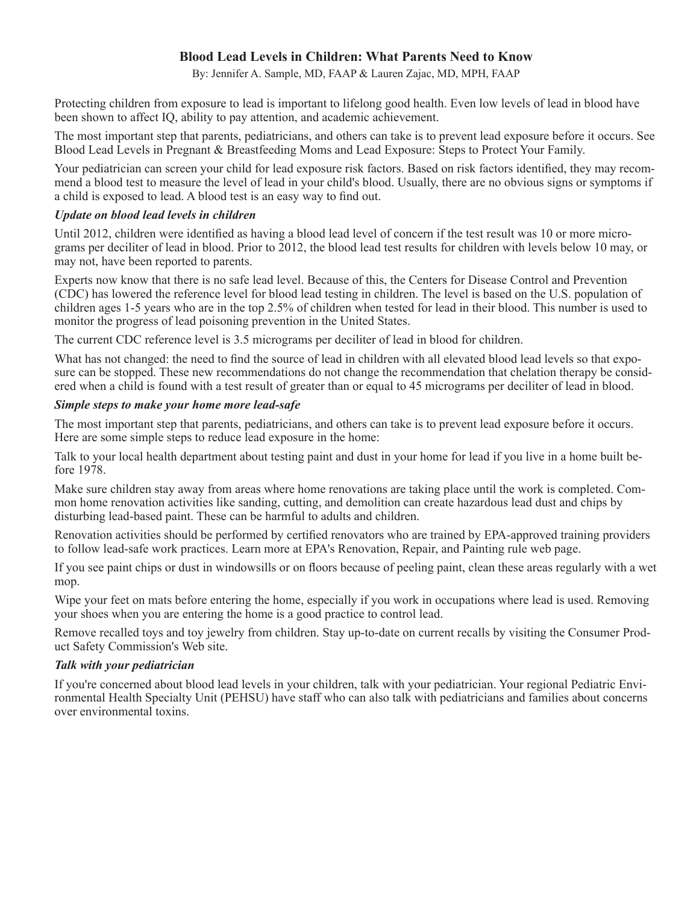# Blood Lead Levels in Children: What Parents Need to Know

By: Jennifer A. Sample, MD, FAAP & Lauren Zajac, MD, MPH, FAAP

Protecting children from exposure to lead is important to lifelong good health. Even low levels of lead in blood have been shown to affect IQ, ability to pay attention, and academic achievement.

The most important step that parents, pediatricians, and others can take is to prevent lead exposure before it occurs. See Blood Lead Levels in Pregnant & Breastfeeding Moms and Lead Exposure: Steps to Protect Your Family.

Your pediatrician can screen your child for lead exposure risk factors. Based on risk factors identified, they may recommend a blood test to measure the level of lead in your child's blood. Usually, there are no obvious signs or symptoms if a child is exposed to lead. A blood test is an easy way to find out.

### *Update on blood lead levels in children*

Until 2012, children were identified as having a blood lead level of concern if the test result was 10 or more micrograms per deciliter of lead in blood. Prior to 2012, the blood lead test results for children with levels below 10 may, or may not, have been reported to parents.

Experts now know that there is no safe lead level. Because of this, the Centers for Disease Control and Prevention (CDC) has lowered the reference level for blood lead testing in children. The level is based on the U.S. population of children ages 1-5 years who are in the top 2.5% of children when tested for lead in their blood. This number is used to monitor the progress of lead poisoning prevention in the United States.

The current CDC reference level is 3.5 micrograms per deciliter of lead in blood for children.

What has not changed: the need to find the source of lead in children with all elevated blood lead levels so that exposure can be stopped. These new recommendations do not change the recommendation that chelation therapy be considered when a child is found with a test result of greater than or equal to 45 micrograms per deciliter of lead in blood.

### *Simple steps to make your home more lead-safe*

The most important step that parents, pediatricians, and others can take is to prevent lead exposure before it occurs. Here are some simple steps to reduce lead exposure in the home:

Talk to your local health department about testing paint and dust in your home for lead if you live in a home built before 1978.

Make sure children stay away from areas where home renovations are taking place until the work is completed. Common home renovation activities like sanding, cutting, and demolition can create hazardous lead dust and chips by disturbing lead-based paint. These can be harmful to adults and children.

Renovation activities should be performed by certified renovators who are trained by EPA-approved training providers to follow lead-safe work practices. Learn more at EPA's Renovation, Repair, and Painting rule web page.

If you see paint chips or dust in windowsills or on floors because of peeling paint, clean these areas regularly with a wet mop.

Wipe your feet on mats before entering the home, especially if you work in occupations where lead is used. Removing your shoes when you are entering the home is a good practice to control lead.

Remove recalled toys and toy jewelry from children. Stay up-to-date on current recalls by visiting the Consumer Product Safety Commission's Web site.

### *Talk with your pediatrician*

If you're concerned about blood lead levels in your children, talk with your pediatrician. Your regional Pediatric Environmental Health Specialty Unit (PEHSU) have staff who can also talk with pediatricians and families about concerns over environmental toxins.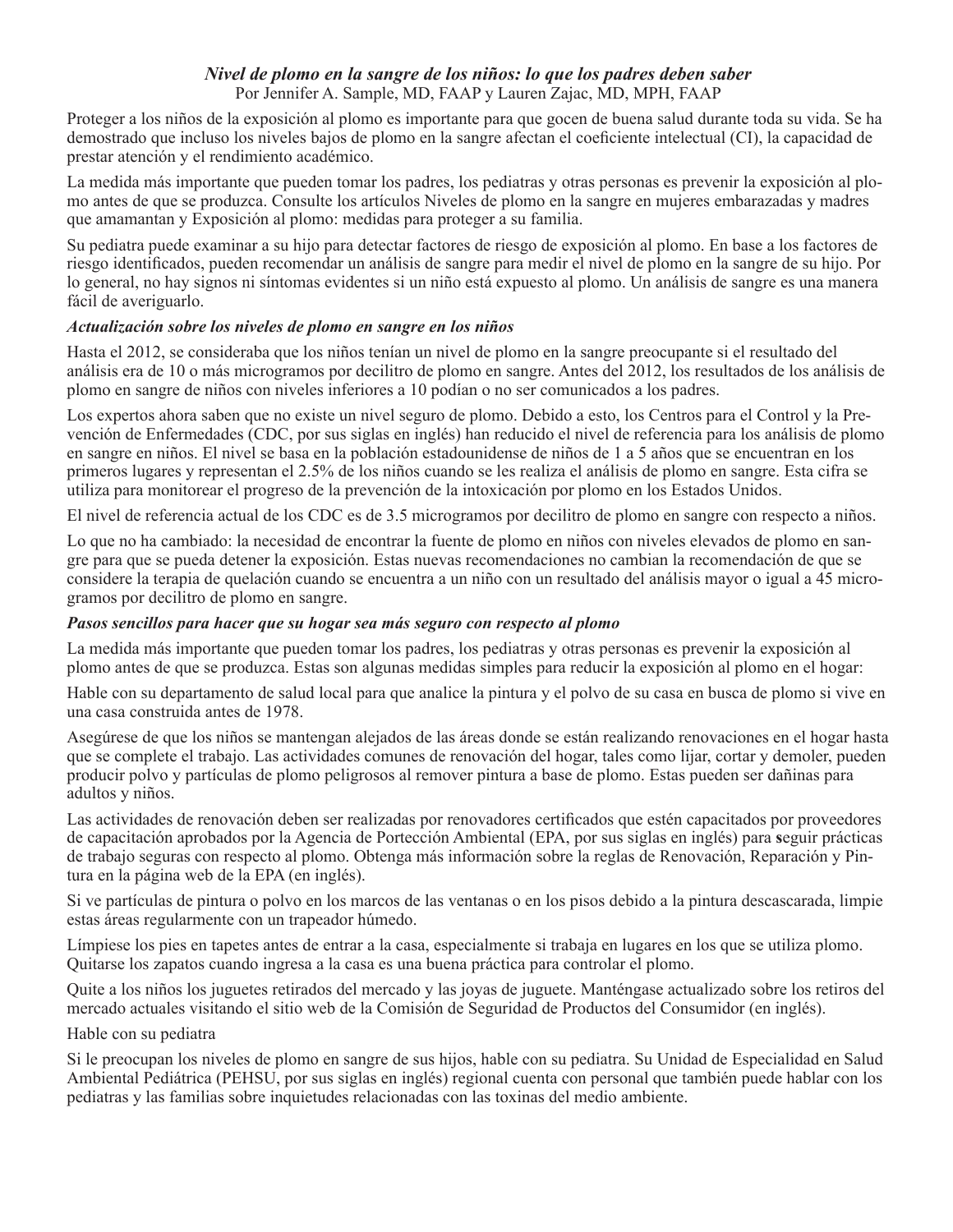# *Nivel de plomo en la sangre de los niños: lo que los padres deben saber*

Por Jennifer A. Sample, MD, FAAP y Lauren Zajac, MD, MPH, FAAP

Proteger a los niños de la exposición al plomo es importante para que gocen de buena salud durante toda su vida. Se ha demostrado que incluso los niveles bajos de plomo en la sangre afectan el coeficiente intelectual (CI), la capacidad de prestar atención y el rendimiento académico.

La medida más importante que pueden tomar los padres, los pediatras y otras personas es prevenir la exposición al plomo antes de que se produzca. Consulte los artículos Niveles de plomo en la sangre en mujeres embarazadas y madres que amamantan y Exposición al plomo: medidas para proteger a su familia.

Su pediatra puede examinar a su hijo para detectar factores de riesgo de exposición al plomo. En base a los factores de riesgo identificados, pueden recomendar un análisis de sangre para medir el nivel de plomo en la sangre de su hijo. Por lo general, no hay signos ni síntomas evidentes si un niño está expuesto al plomo. Un análisis de sangre es una manera fácil de averiguarlo.

## *Actualización sobre los niveles de plomo en sangre en los niños*

Hasta el 2012, se consideraba que los niños tenían un nivel de plomo en la sangre preocupante si el resultado del análisis era de 10 o más microgramos por decilitro de plomo en sangre. Antes del 2012, los resultados de los análisis de plomo en sangre de niños con niveles inferiores a 10 podían o no ser comunicados a los padres.

Los expertos ahora saben que no existe un nivel seguro de plomo. Debido a esto, los Centros para el Control y la Prevención de Enfermedades (CDC, por sus siglas en inglés) han reducido el nivel de referencia para los análisis de plomo en sangre en niños. El nivel se basa en la población estadounidense de niños de 1 a 5 años que se encuentran en los primeros lugares y representan el 2.5% de los niños cuando se les realiza el análisis de plomo en sangre. Esta cifra se utiliza para monitorear el progreso de la prevención de la intoxicación por plomo en los Estados Unidos.

El nivel de referencia actual de los CDC es de 3.5 microgramos por decilitro de plomo en sangre con respecto a niños.

Lo que no ha cambiado: la necesidad de encontrar la fuente de plomo en niños con niveles elevados de plomo en sangre para que se pueda detener la exposición. Estas nuevas recomendaciones no cambian la recomendación de que se considere la terapia de quelación cuando se encuentra a un niño con un resultado del análisis mayor o igual a 45 microgramos por decilitro de plomo en sangre.

## *Pasos sencillos para hacer que su hogar sea más seguro con respecto al plomo*

La medida más importante que pueden tomar los padres, los pediatras y otras personas es prevenir la exposición al plomo antes de que se produzca. Estas son algunas medidas simples para reducir la exposición al plomo en el hogar:

Hable con su departamento de salud local para que analice la pintura y el polvo de su casa en busca de plomo si vive en una casa construida antes de 1978.

Asegúrese de que los niños se mantengan alejados de las áreas donde se están realizando renovaciones en el hogar hasta que se complete el trabajo. Las actividades comunes de renovación del hogar, tales como lijar, cortar y demoler, pueden producir polvo y partículas de plomo peligrosos al remover pintura a base de plomo. Estas pueden ser dañinas para adultos y niños.

Las actividades de renovación deben ser realizadas por renovadores certificados que estén capacitados por proveedores de capacitación aprobados por la Agencia de Portección Ambiental (EPA, por sus siglas en inglés) para **s**eguir prácticas de trabajo seguras con respecto al plomo. Obtenga más información sobre la reglas de Renovación, Reparación y Pintura en la página web de la EPA (en inglés).

Si ve partículas de pintura o polvo en los marcos de las ventanas o en los pisos debido a la pintura descascarada, limpie estas áreas regularmente con un trapeador húmedo.

Límpiese los pies en tapetes antes de entrar a la casa, especialmente si trabaja en lugares en los que se utiliza plomo. Quitarse los zapatos cuando ingresa a la casa es una buena práctica para controlar el plomo.

Quite a los niños los juguetes retirados del mercado y las joyas de juguete. Manténgase actualizado sobre los retiros del mercado actuales visitando el sitio web de la Comisión de Seguridad de Productos del Consumidor (en inglés).

Hable con su pediatra

Si le preocupan los niveles de plomo en sangre de sus hijos, hable con su pediatra. Su Unidad de Especialidad en Salud Ambiental Pediátrica (PEHSU, por sus siglas en inglés) regional cuenta con personal que también puede hablar con los pediatras y las familias sobre inquietudes relacionadas con las toxinas del medio ambiente.